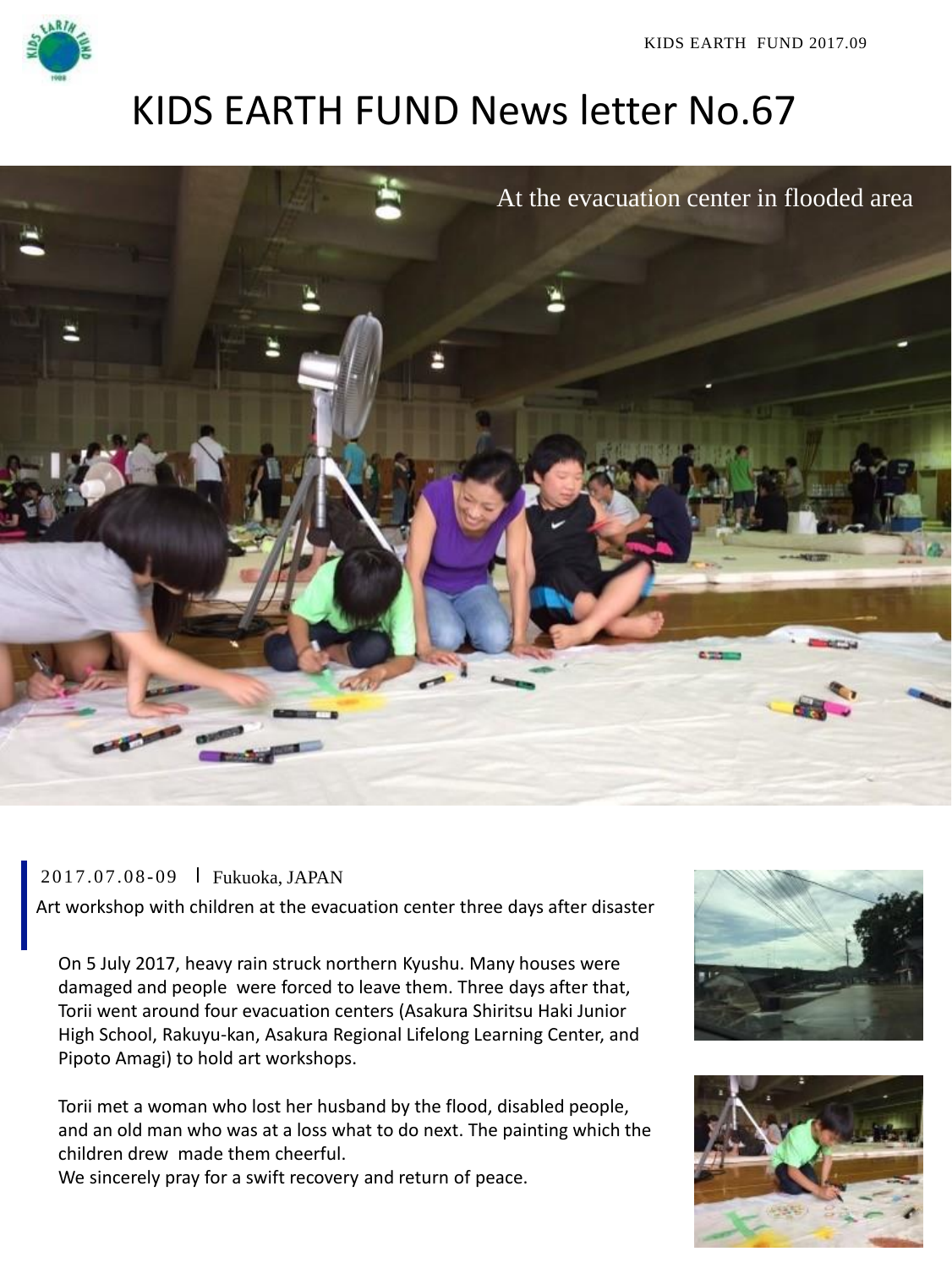# KIDS EARTH FUND News letter No.67

At the evacuation center in flooded area

2017.07.08-09 | Fukuoka, JAPAN

**Art workshop with children at the evacuation center three days after disaster**

On 5 July 2017, heavy rain struck northern Kyushu. Many houses were damaged and people were forced to leave them. Three days after that, Torii went around four evacuation centers (Asakura Shiritsu Haki Junior High School, Rakuyu-kan, Asakura Regional Lifelong Learning Center, and Pipoto Amagi) to hold art workshops.

Torii met a woman who lost her husband by the flood, disabled people, and an old man who was at a loss what to do next. The painting which the children drew made them cheerful.
We sincerely pray for a swift recovery and return of peace.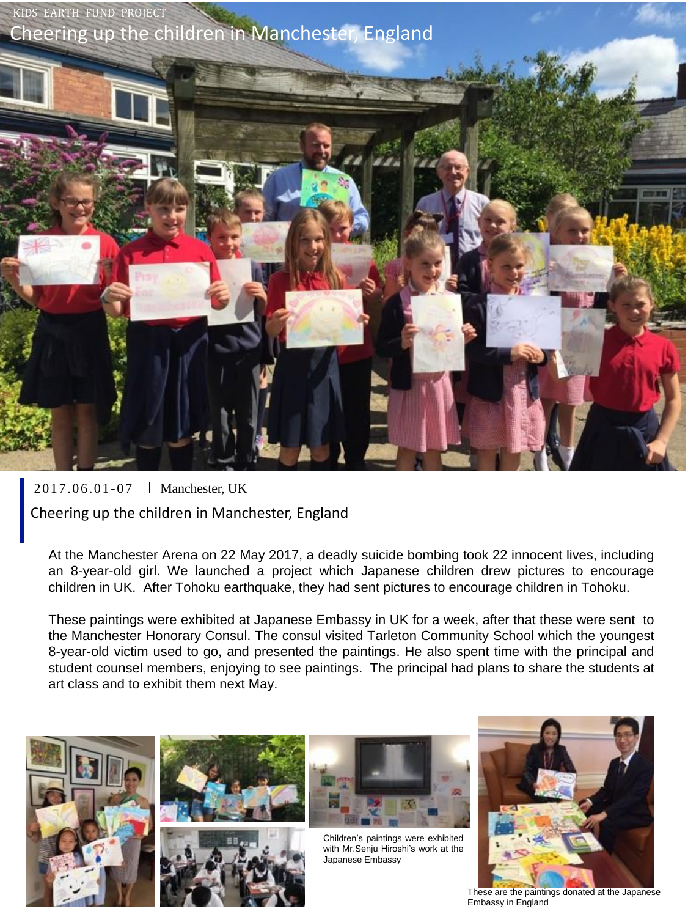KIDS EARTH FUND PROJECT

# Cheering up the children in Manchester, England

2017.06.01-07 | Manchester, UK

## Cheering up the children in Manchester, England

At the Manchester Arena on 22 May 2017, a deadly suicide bombing took 22 innocent lives, including an 8-year-old girl. We launched a project which Japanese children drew pictures to encourage children in UK. After Tohoku earthquake, they had sent pictures to encourage children in Tohoku.

These paintings were exhibited at Japanese Embassy in UK for a week, after that these were sent to the Manchester Honorary Consul. The consul visited Tarleton Community School which the youngest 8-year-old victim used to go, and presented the paintings. He also spent time with the principal and student counsel members, enjoying to see paintings. The principal had plans to share the students at art class and to exhibit them next May.

Children's paintings were exhibited with Mr.Senju Hiroshi's work at the Japanese Embassy

These are the paintings donated at the Japanese Embassy in England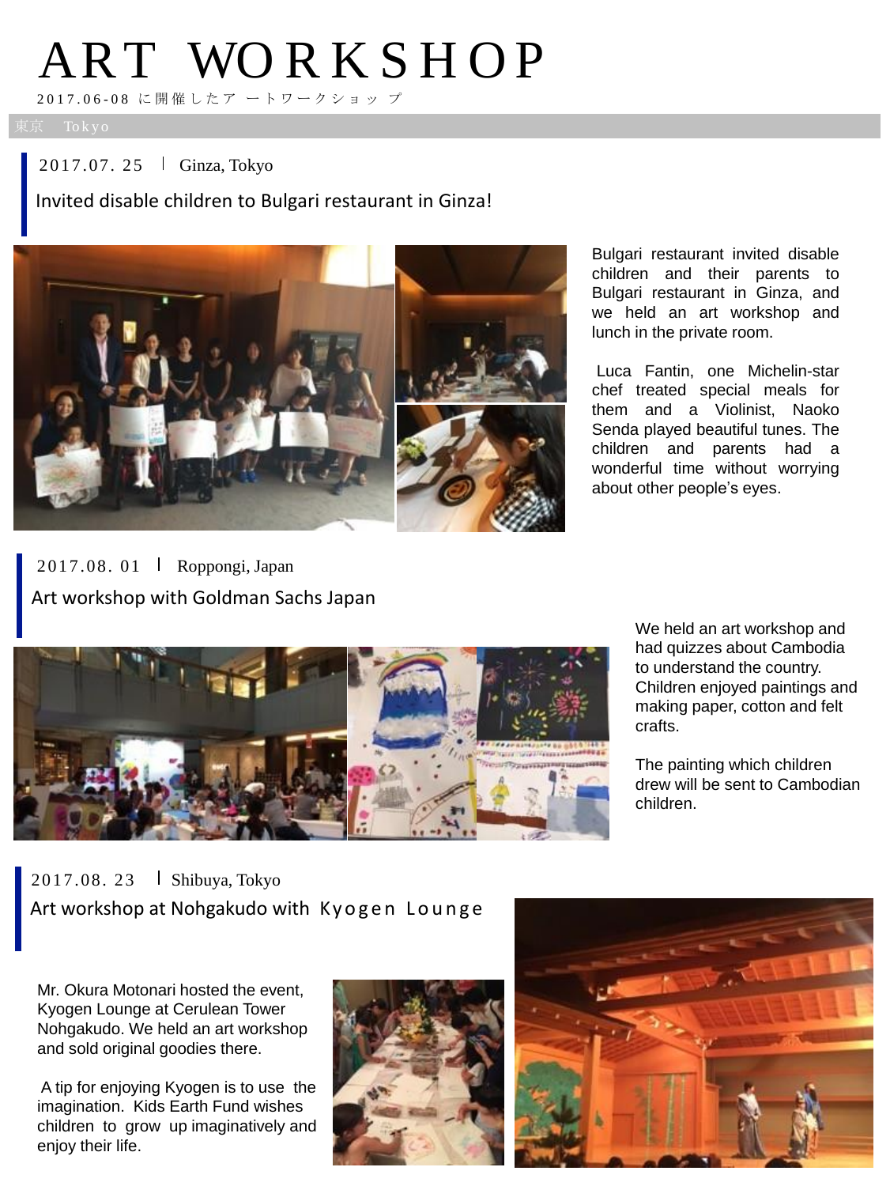# ART WORKSHOP

2017.06-08 に開催したア ートワークショ ップ

東京　Tokyo

2017.07. 25 | Ginza, Tokyo

## Invited disable children to Bulgari restaurant in Ginza!

Bulgari restaurant invited disable children and their parents to Bulgari restaurant in Ginza, and we held an art workshop and lunch in the private room.

Luca Fantin, one Michelin-star chef treated special meals for them and a Violinist, Naoko Senda played beautiful tunes. The children and parents had a wonderful time without worrying about other people's eyes.

2017.08. 01 | Roppongi, Japan

## Art workshop with Goldman Sachs Japan

We held an art workshop and had quizzes about Cambodia to understand the country. Children enjoyed paintings and making paper, cotton and felt crafts.

The painting which children drew will be sent to Cambodian children.

2017.08. 23 | Shibuya, Tokyo

## Art workshop at Nohgakudo with Kyogen Lounge

Mr. Okura Motonari hosted the event, Kyogen Lounge at Cerulean Tower Nohgakudo. We held an art workshop and sold original goodies there.

A tip for enjoying Kyogen is to use the imagination. Kids Earth Fund wishes children to grow up imaginatively and enjoy their life.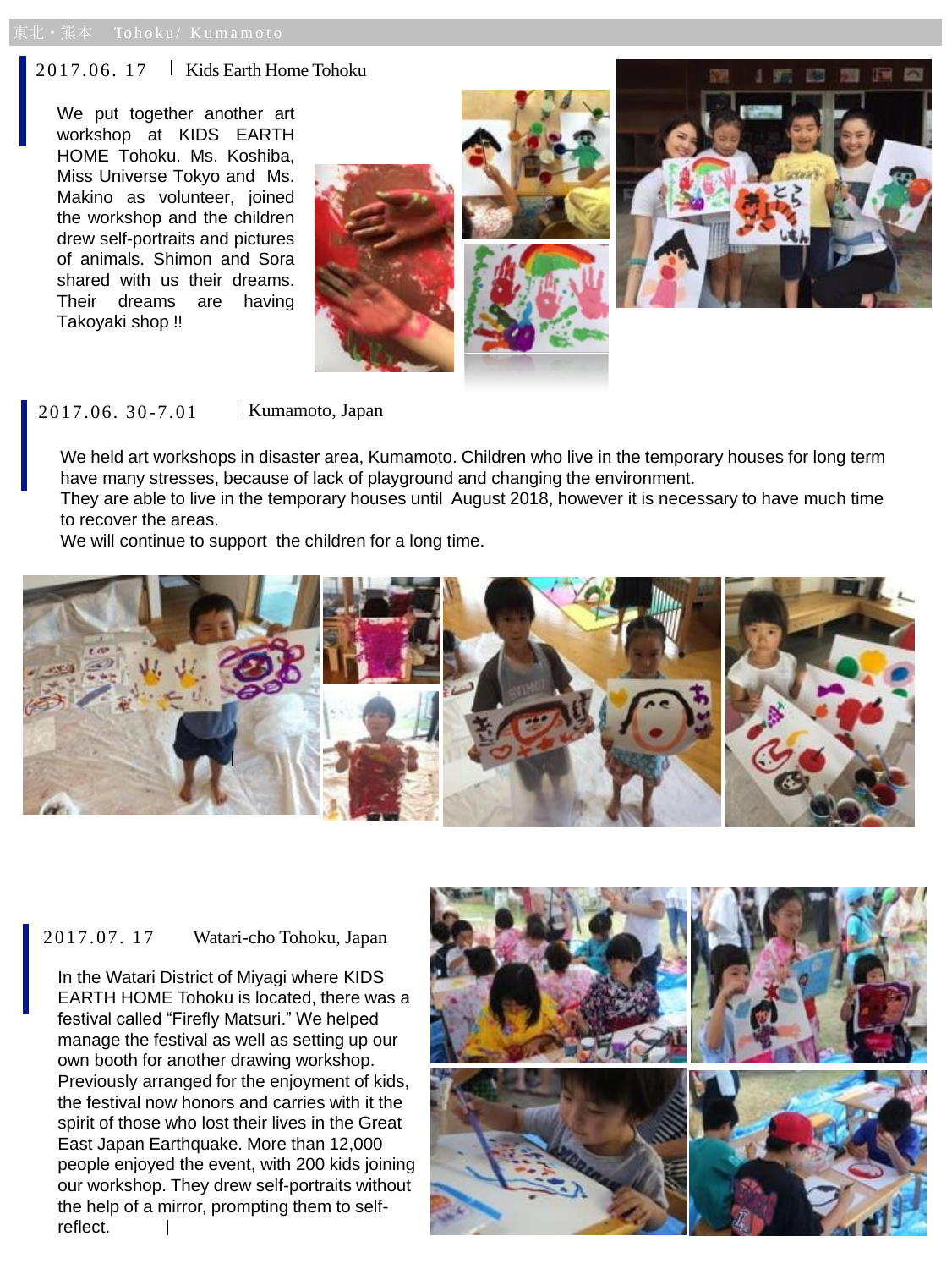東北・熊本　Tohoku/ Kumamoto

## 2017.06. 17 | Kids Earth Home Tohoku

We put together another art workshop at KIDS EARTH HOME Tohoku. Ms. Koshiba, Miss Universe Tokyo and Ms. Makino as volunteer, joined the workshop and the children drew self-portraits and pictures of animals. Shimon and Sora shared with us their dreams. Their dreams are having Takoyaki shop !!

## 2017.06. 30-7.01 | Kumamoto, Japan

We held art workshops in disaster area, Kumamoto. Children who live in the temporary houses for long term have many stresses, because of lack of playground and changing the environment.
They are able to live in the temporary houses until August 2018, however it is necessary to have much time to recover the areas.
We will continue to support the children for a long time.

## 2017.07. 17　Watari-cho Tohoku, Japan

In the Watari District of Miyagi where KIDS EARTH HOME Tohoku is located, there was a festival called “Firefly Matsuri.” We helped manage the festival as well as setting up our own booth for another drawing workshop. Previously arranged for the enjoyment of kids, the festival now honors and carries with it the spirit of those who lost their lives in the Great East Japan Earthquake. More than 12,000 people enjoyed the event, with 200 kids joining our workshop. They drew self-portraits without the help of a mirror, prompting them to self-reflect.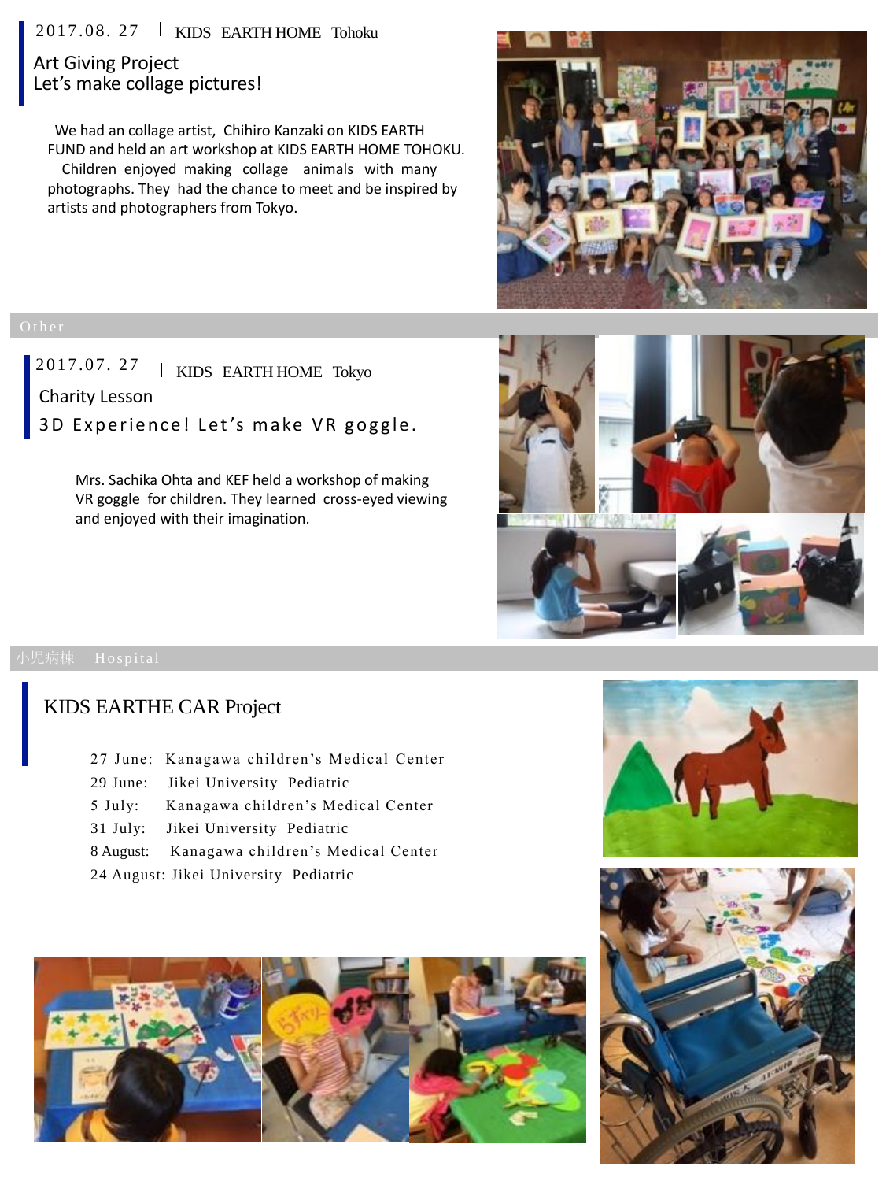2017.08. 27 | KIDS EARTH HOME Tohoku

## Art Giving Project
## Let's make collage pictures!

We had an collage artist, Chihiro Kanzaki on KIDS EARTH FUND and held an art workshop at KIDS EARTH HOME TOHOKU. Children enjoyed making collage animals with many photographs. They had the chance to meet and be inspired by artists and photographers from Tokyo.

# Other

2017.07. 27 | KIDS EARTH HOME Tokyo

## Charity Lesson
## 3D Experience! Let's make VR goggle.

Mrs. Sachika Ohta and KEF held a workshop of making VR goggle for children. They learned cross-eyed viewing and enjoyed with their imagination.

# 小児病棟 Hospital

## KIDS EARTHE CAR Project

27 June: Kanagawa children's Medical Center
29 June: Jikei University Pediatric
5 July: Kanagawa children's Medical Center
31 July: Jikei University Pediatric
8 August: Kanagawa children's Medical Center
24 August: Jikei University Pediatric